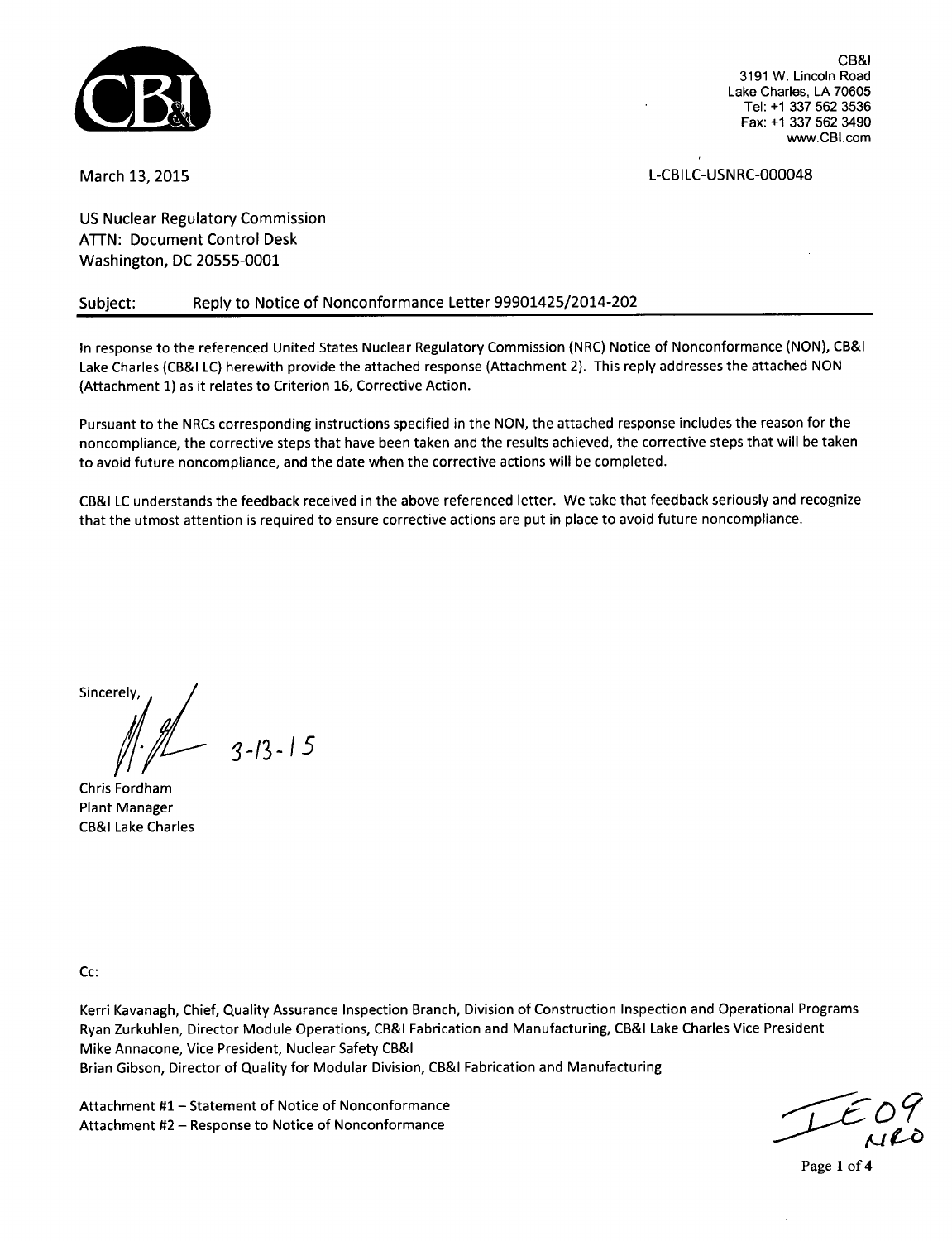CB&I
3191 W. Lincoln Road
Lake Charles, LA 70605
Tel: +1 337 562 3536
Fax: +1 337 562 3490
www.CBI.com

March 13, 2015

L-CBILC-USNRC-000048

US Nuclear Regulatory Commission
ATTN: Document Control Desk
Washington, DC 20555-0001

**Subject: Reply to Notice of Nonconformance Letter 99901425/2014-202**

In response to the referenced United States Nuclear Regulatory Commission (NRC) Notice of Nonconformance (NON), CB&I Lake Charles (CB&I LC) herewith provide the attached response (Attachment 2). This reply addresses the attached NON (Attachment 1) as it relates to Criterion 16, Corrective Action.

Pursuant to the NRCs corresponding instructions specified in the NON, the attached response includes the reason for the noncompliance, the corrective steps that have been taken and the results achieved, the corrective steps that will be taken to avoid future noncompliance, and the date when the corrective actions will be completed.

CB&I LC understands the feedback received in the above referenced letter. We take that feedback seriously and recognize that the utmost attention is required to ensure corrective actions are put in place to avoid future noncompliance.

Sincerely,

3-13-15

Chris Fordham
Plant Manager
CB&I Lake Charles

Cc:

Kerri Kavanagh, Chief, Quality Assurance Inspection Branch, Division of Construction Inspection and Operational Programs
Ryan Zurkuhlen, Director Module Operations, CB&I Fabrication and Manufacturing, CB&I Lake Charles Vice President
Mike Annacone, Vice President, Nuclear Safety CB&I
Brian Gibson, Director of Quality for Modular Division, CB&I Fabrication and Manufacturing

Attachment #1 – Statement of Notice of Nonconformance
Attachment #2 – Response to Notice of Nonconformance

IE09
NRO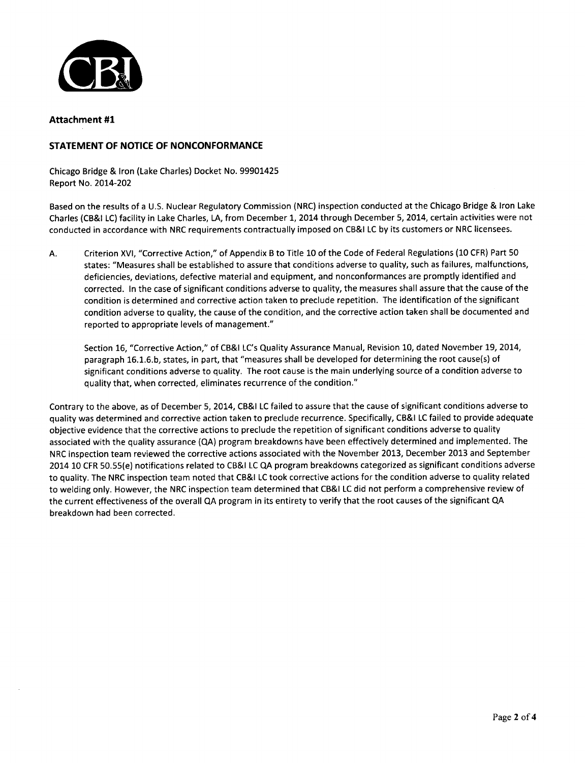## Attachment #1

### STATEMENT OF NOTICE OF NONCONFORMANCE

Chicago Bridge & Iron (Lake Charles) Docket No. 99901425
Report No. 2014-202

Based on the results of a U.S. Nuclear Regulatory Commission (NRC) inspection conducted at the Chicago Bridge & Iron Lake Charles (CB&I LC) facility in Lake Charles, LA, from December 1, 2014 through December 5, 2014, certain activities were not conducted in accordance with NRC requirements contractually imposed on CB&I LC by its customers or NRC licensees.

A. Criterion XVI, "Corrective Action," of Appendix B to Title 10 of the Code of Federal Regulations (10 CFR) Part 50 states: "Measures shall be established to assure that conditions adverse to quality, such as failures, malfunctions, deficiencies, deviations, defective material and equipment, and nonconformances are promptly identified and corrected. In the case of significant conditions adverse to quality, the measures shall assure that the cause of the condition is determined and corrective action taken to preclude repetition. The identification of the significant condition adverse to quality, the cause of the condition, and the corrective action taken shall be documented and reported to appropriate levels of management."

   Section 16, "Corrective Action," of CB&I LC's Quality Assurance Manual, Revision 10, dated November 19, 2014, paragraph 16.1.6.b, states, in part, that "measures shall be developed for determining the root cause(s) of significant conditions adverse to quality. The root cause is the main underlying source of a condition adverse to quality that, when corrected, eliminates recurrence of the condition."

Contrary to the above, as of December 5, 2014, CB&I LC failed to assure that the cause of significant conditions adverse to quality was determined and corrective action taken to preclude recurrence. Specifically, CB&I LC failed to provide adequate objective evidence that the corrective actions to preclude the repetition of significant conditions adverse to quality associated with the quality assurance (QA) program breakdowns have been effectively determined and implemented. The NRC inspection team reviewed the corrective actions associated with the November 2013, December 2013 and September 2014 10 CFR 50.55(e) notifications related to CB&I LC QA program breakdowns categorized as significant conditions adverse to quality. The NRC inspection team noted that CB&I LC took corrective actions for the condition adverse to quality related to welding only. However, the NRC inspection team determined that CB&I LC did not perform a comprehensive review of the current effectiveness of the overall QA program in its entirety to verify that the root causes of the significant QA breakdown had been corrected.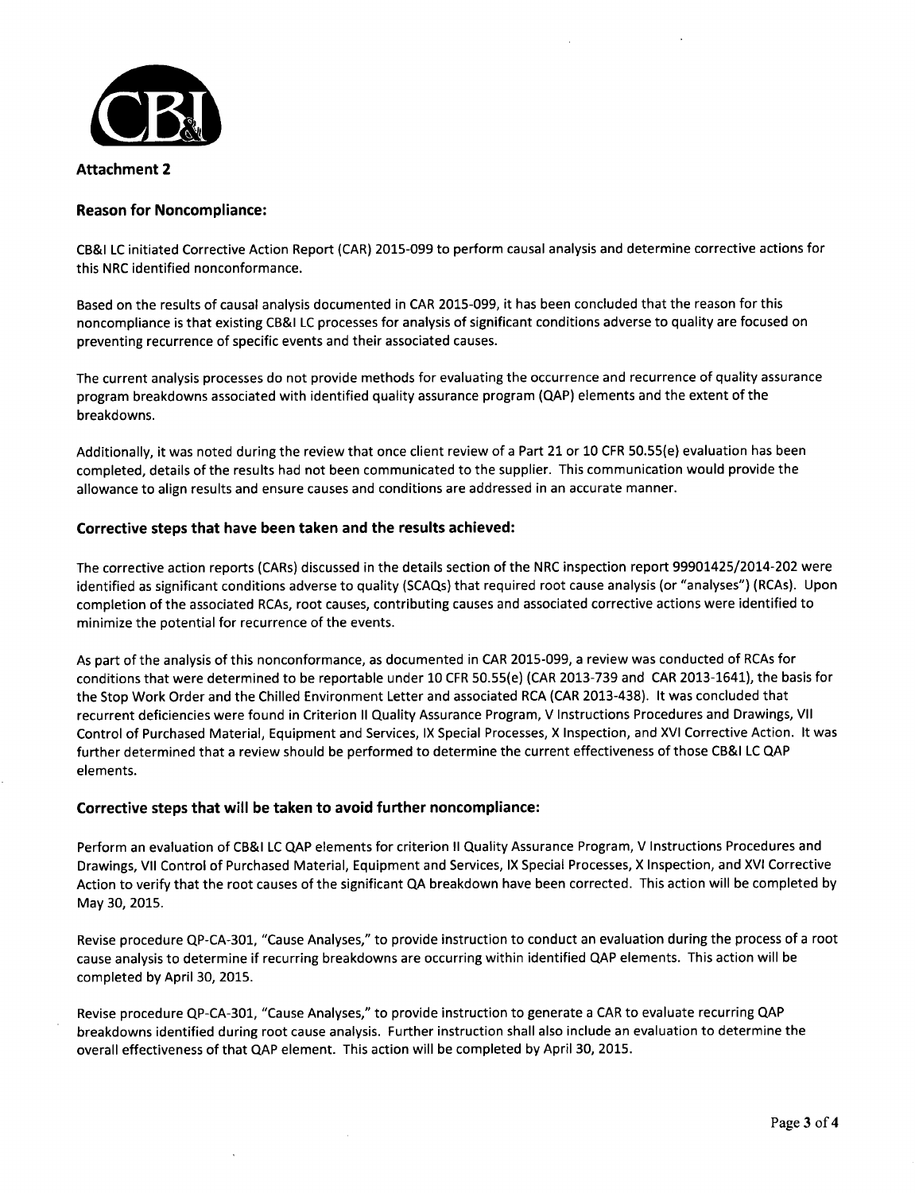**Attachment 2**

## Reason for Noncompliance:

CB&I LC initiated Corrective Action Report (CAR) 2015-099 to perform causal analysis and determine corrective actions for this NRC identified nonconformance.

Based on the results of causal analysis documented in CAR 2015-099, it has been concluded that the reason for this noncompliance is that existing CB&I LC processes for analysis of significant conditions adverse to quality are focused on preventing recurrence of specific events and their associated causes.

The current analysis processes do not provide methods for evaluating the occurrence and recurrence of quality assurance program breakdowns associated with identified quality assurance program (QAP) elements and the extent of the breakdowns.

Additionally, it was noted during the review that once client review of a Part 21 or 10 CFR 50.55(e) evaluation has been completed, details of the results had not been communicated to the supplier. This communication would provide the allowance to align results and ensure causes and conditions are addressed in an accurate manner.

## Corrective steps that have been taken and the results achieved:

The corrective action reports (CARs) discussed in the details section of the NRC inspection report 99901425/2014-202 were identified as significant conditions adverse to quality (SCAQs) that required root cause analysis (or "analyses") (RCAs). Upon completion of the associated RCAs, root causes, contributing causes and associated corrective actions were identified to minimize the potential for recurrence of the events.

As part of the analysis of this nonconformance, as documented in CAR 2015-099, a review was conducted of RCAs for conditions that were determined to be reportable under 10 CFR 50.55(e) (CAR 2013-739 and CAR 2013-1641), the basis for the Stop Work Order and the Chilled Environment Letter and associated RCA (CAR 2013-438). It was concluded that recurrent deficiencies were found in Criterion II Quality Assurance Program, V Instructions Procedures and Drawings, VII Control of Purchased Material, Equipment and Services, IX Special Processes, X Inspection, and XVI Corrective Action. It was further determined that a review should be performed to determine the current effectiveness of those CB&I LC QAP elements.

## Corrective steps that will be taken to avoid further noncompliance:

Perform an evaluation of CB&I LC QAP elements for criterion II Quality Assurance Program, V Instructions Procedures and Drawings, VII Control of Purchased Material, Equipment and Services, IX Special Processes, X Inspection, and XVI Corrective Action to verify that the root causes of the significant QA breakdown have been corrected. This action will be completed by May 30, 2015.

Revise procedure QP-CA-301, "Cause Analyses," to provide instruction to conduct an evaluation during the process of a root cause analysis to determine if recurring breakdowns are occurring within identified QAP elements. This action will be completed by April 30, 2015.

Revise procedure QP-CA-301, "Cause Analyses," to provide instruction to generate a CAR to evaluate recurring QAP breakdowns identified during root cause analysis. Further instruction shall also include an evaluation to determine the overall effectiveness of that QAP element. This action will be completed by April 30, 2015.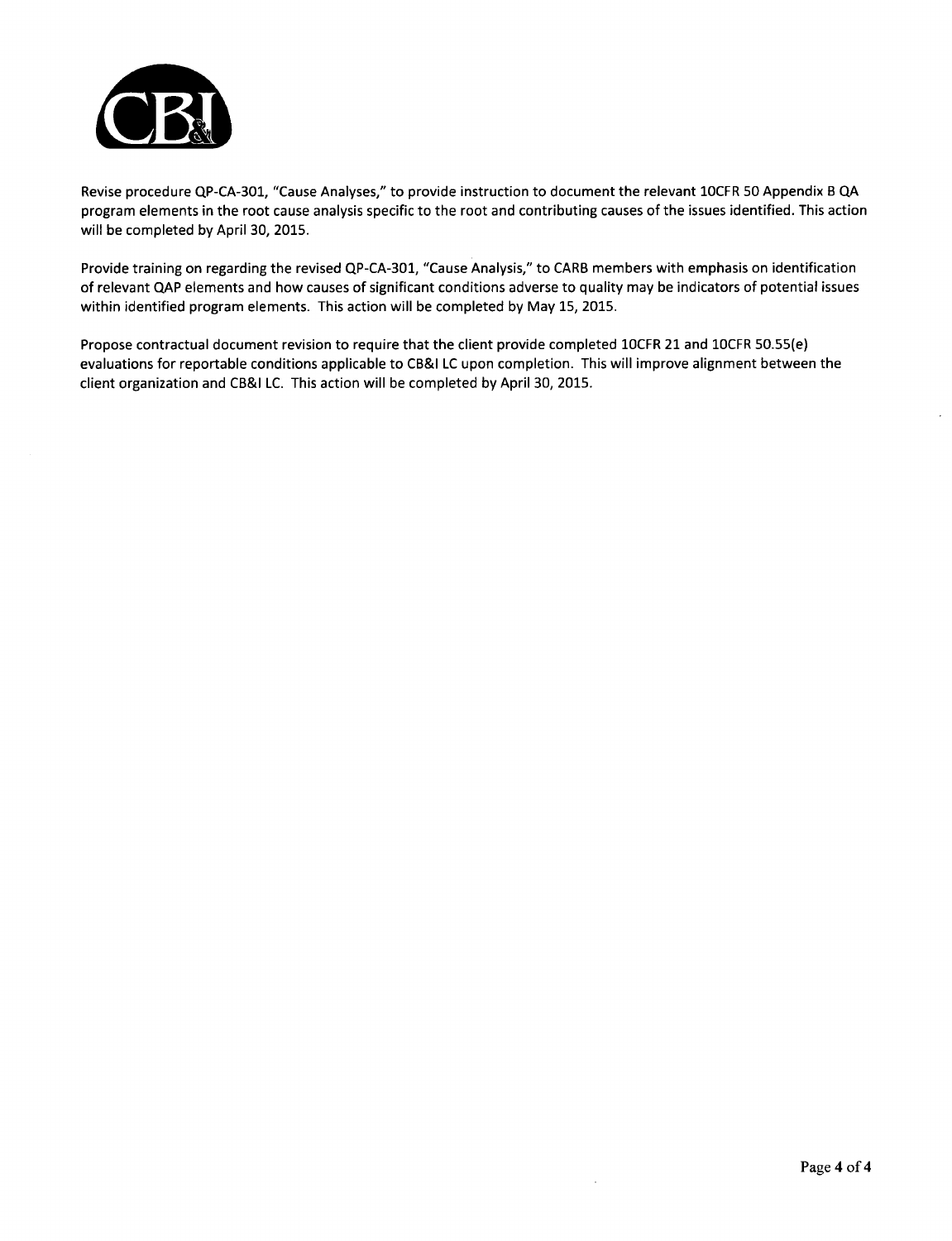Revise procedure QP-CA-301, "Cause Analyses," to provide instruction to document the relevant 10CFR 50 Appendix B QA program elements in the root cause analysis specific to the root and contributing causes of the issues identified. This action will be completed by April 30, 2015.

Provide training on regarding the revised QP-CA-301, "Cause Analysis," to CARB members with emphasis on identification of relevant QAP elements and how causes of significant conditions adverse to quality may be indicators of potential issues within identified program elements. This action will be completed by May 15, 2015.

Propose contractual document revision to require that the client provide completed 10CFR 21 and 10CFR 50.55(e) evaluations for reportable conditions applicable to CB&I LC upon completion. This will improve alignment between the client organization and CB&I LC. This action will be completed by April 30, 2015.